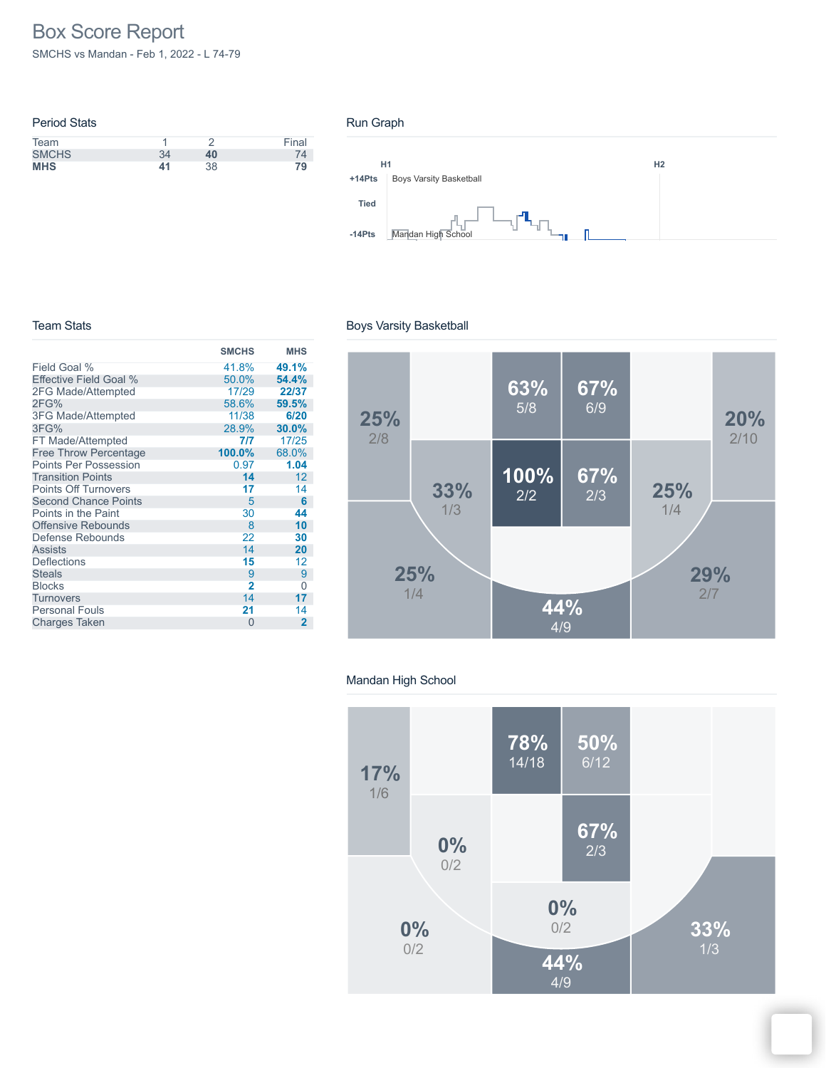# Box Score Report

SMCHS vs Mandan - Feb 1, 2022 - L 74-79

## Period Stats

| Team | 1 | 2 | Final |
|---|---|---|---|
| SMCHS | 34 | **40** | 74 |
| **MHS** | **41** | 38 | **79** |

## Run Graph

H1 H2

+14Pts Boys Varsity Basketball

Tied

-14Pts Mandan High School

## Team Stats

| | SMCHS | MHS |
|---|---|---|
| Field Goal % | 41.8% | **49.1%** |
| Effective Field Goal % | 50.0% | **54.4%** |
| 2FG Made/Attempted | 17/29 | **22/37** |
| 2FG% | 58.6% | **59.5%** |
| 3FG Made/Attempted | 11/38 | **6/20** |
| 3FG% | 28.9% | **30.0%** |
| FT Made/Attempted | **7/7** | 17/25 |
| Free Throw Percentage | **100.0%** | 68.0% |
| Points Per Possession | 0.97 | **1.04** |
| Transition Points | **14** | 12 |
| Points Off Turnovers | **17** | 14 |
| Second Chance Points | 5 | **6** |
| Points in the Paint | 30 | **44** |
| Offensive Rebounds | 8 | **10** |
| Defense Rebounds | 22 | **30** |
| Assists | 14 | **20** |
| Deflections | **15** | 12 |
| Steals | 9 | 9 |
| Blocks | **2** | 0 |
| Turnovers | 14 | **17** |
| Personal Fouls | **21** | 14 |
| Charges Taken | 0 | **2** |

## Boys Varsity Basketball

25% 2/8

63% 5/8

67% 6/9

20% 2/10

33% 1/3

100% 2/2

67% 2/3

25% 1/4

25% 1/4

29% 2/7

44% 4/9

## Mandan High School

17% 1/6

78% 14/18

50% 6/12

0% 0/2

67% 2/3

0% 0/2

0% 0/2

33% 1/3

44% 4/9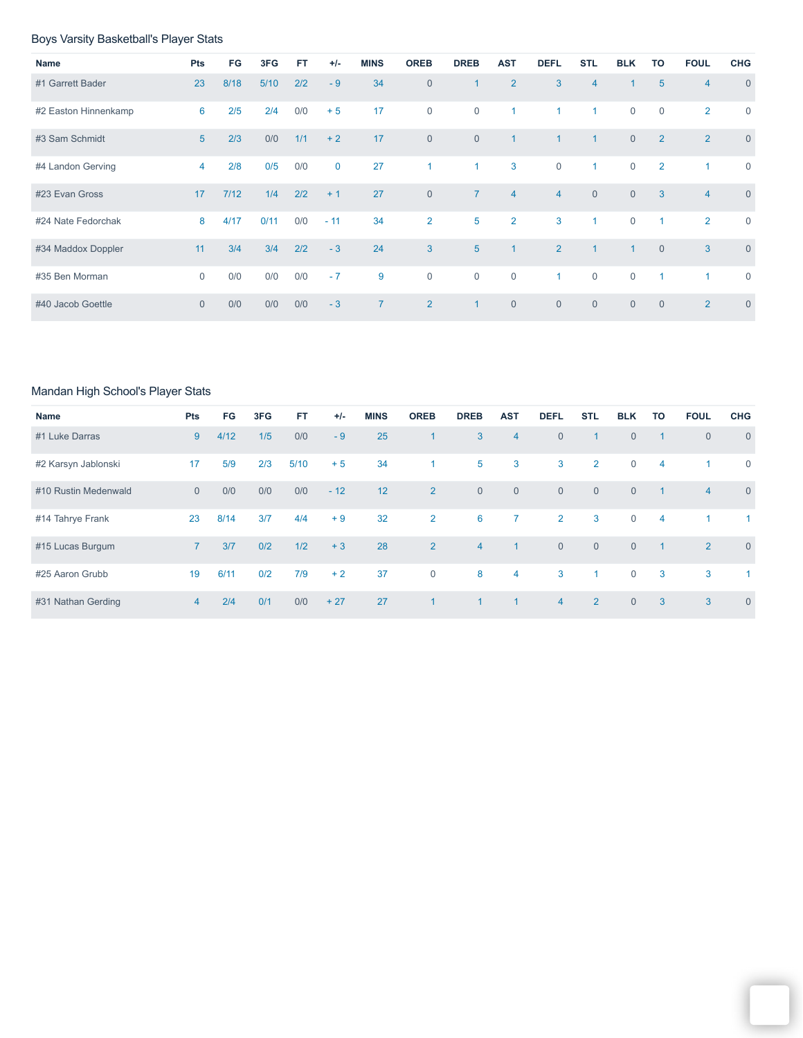Boys Varsity Basketball's Player Stats

| Name | Pts | FG | 3FG | FT | +/- | MINS | OREB | DREB | AST | DEFL | STL | BLK | TO | FOUL | CHG |
|---|---|---|---|---|---|---|---|---|---|---|---|---|---|---|---|
| #1 Garrett Bader | 23 | 8/18 | 5/10 | 2/2 | - 9 | 34 | 0 | 1 | 2 | 3 | 4 | 1 | 5 | 4 | 0 |
| #2 Easton Hinnenkamp | 6 | 2/5 | 2/4 | 0/0 | + 5 | 17 | 0 | 0 | 1 | 1 | 1 | 0 | 0 | 2 | 0 |
| #3 Sam Schmidt | 5 | 2/3 | 0/0 | 1/1 | + 2 | 17 | 0 | 0 | 1 | 1 | 1 | 0 | 2 | 2 | 0 |
| #4 Landon Gerving | 4 | 2/8 | 0/5 | 0/0 | 0 | 27 | 1 | 1 | 3 | 0 | 1 | 0 | 2 | 1 | 0 |
| #23 Evan Gross | 17 | 7/12 | 1/4 | 2/2 | + 1 | 27 | 0 | 7 | 4 | 4 | 0 | 0 | 3 | 4 | 0 |
| #24 Nate Fedorchak | 8 | 4/17 | 0/11 | 0/0 | - 11 | 34 | 2 | 5 | 2 | 3 | 1 | 0 | 1 | 2 | 0 |
| #34 Maddox Doppler | 11 | 3/4 | 3/4 | 2/2 | - 3 | 24 | 3 | 5 | 1 | 2 | 1 | 1 | 0 | 3 | 0 |
| #35 Ben Morman | 0 | 0/0 | 0/0 | 0/0 | - 7 | 9 | 0 | 0 | 0 | 1 | 0 | 0 | 1 | 1 | 0 |
| #40 Jacob Goettle | 0 | 0/0 | 0/0 | 0/0 | - 3 | 7 | 2 | 1 | 0 | 0 | 0 | 0 | 0 | 2 | 0 |

Mandan High School's Player Stats

| Name | Pts | FG | 3FG | FT | +/- | MINS | OREB | DREB | AST | DEFL | STL | BLK | TO | FOUL | CHG |
|---|---|---|---|---|---|---|---|---|---|---|---|---|---|---|---|
| #1 Luke Darras | 9 | 4/12 | 1/5 | 0/0 | - 9 | 25 | 1 | 3 | 4 | 0 | 1 | 0 | 1 | 0 | 0 |
| #2 Karsyn Jablonski | 17 | 5/9 | 2/3 | 5/10 | + 5 | 34 | 1 | 5 | 3 | 3 | 2 | 0 | 4 | 1 | 0 |
| #10 Rustin Medenwald | 0 | 0/0 | 0/0 | 0/0 | - 12 | 12 | 2 | 0 | 0 | 0 | 0 | 0 | 1 | 4 | 0 |
| #14 Tahrye Frank | 23 | 8/14 | 3/7 | 4/4 | + 9 | 32 | 2 | 6 | 7 | 2 | 3 | 0 | 4 | 1 | 1 |
| #15 Lucas Burgum | 7 | 3/7 | 0/2 | 1/2 | + 3 | 28 | 2 | 4 | 1 | 0 | 0 | 0 | 1 | 2 | 0 |
| #25 Aaron Grubb | 19 | 6/11 | 0/2 | 7/9 | + 2 | 37 | 0 | 8 | 4 | 3 | 1 | 0 | 3 | 3 | 1 |
| #31 Nathan Gerding | 4 | 2/4 | 0/1 | 0/0 | + 27 | 27 | 1 | 1 | 1 | 4 | 2 | 0 | 3 | 3 | 0 |